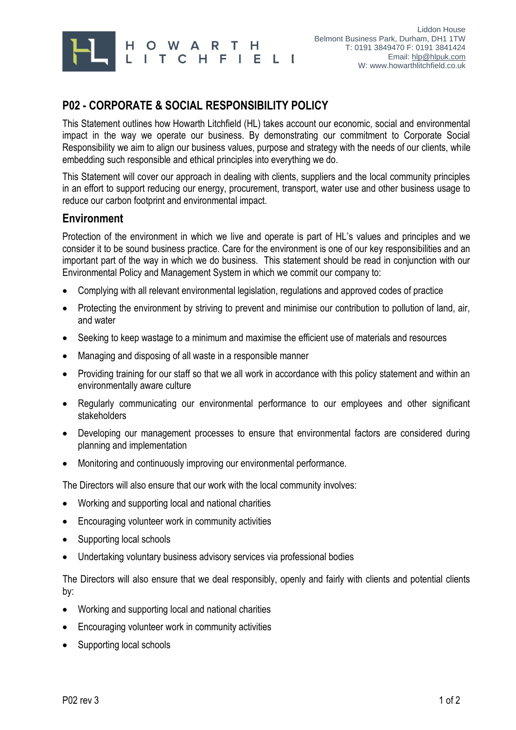HOWARTH LITCHFIELD

Liddon House
Belmont Business Park, Durham, DH1 1TW
T: 0191 3849470 F: 0191 3841424
Email: hlp@hlpuk.com
W: www.howarthlitchfield.co.uk

# P02 - CORPORATE & SOCIAL RESPONSIBILITY POLICY

This Statement outlines how Howarth Litchfield (HL) takes account our economic, social and environmental impact in the way we operate our business. By demonstrating our commitment to Corporate Social Responsibility we aim to align our business values, purpose and strategy with the needs of our clients, while embedding such responsible and ethical principles into everything we do.

This Statement will cover our approach in dealing with clients, suppliers and the local community principles in an effort to support reducing our energy, procurement, transport, water use and other business usage to reduce our carbon footprint and environmental impact.

## Environment

Protection of the environment in which we live and operate is part of HL's values and principles and we consider it to be sound business practice. Care for the environment is one of our key responsibilities and an important part of the way in which we do business. This statement should be read in conjunction with our Environmental Policy and Management System in which we commit our company to:

- Complying with all relevant environmental legislation, regulations and approved codes of practice
- Protecting the environment by striving to prevent and minimise our contribution to pollution of land, air, and water
- Seeking to keep wastage to a minimum and maximise the efficient use of materials and resources
- Managing and disposing of all waste in a responsible manner
- Providing training for our staff so that we all work in accordance with this policy statement and within an environmentally aware culture
- Regularly communicating our environmental performance to our employees and other significant stakeholders
- Developing our management processes to ensure that environmental factors are considered during planning and implementation
- Monitoring and continuously improving our environmental performance.

The Directors will also ensure that our work with the local community involves:

- Working and supporting local and national charities
- Encouraging volunteer work in community activities
- Supporting local schools
- Undertaking voluntary business advisory services via professional bodies

The Directors will also ensure that we deal responsibly, openly and fairly with clients and potential clients by:

- Working and supporting local and national charities
- Encouraging volunteer work in community activities
- Supporting local schools

P02 rev 3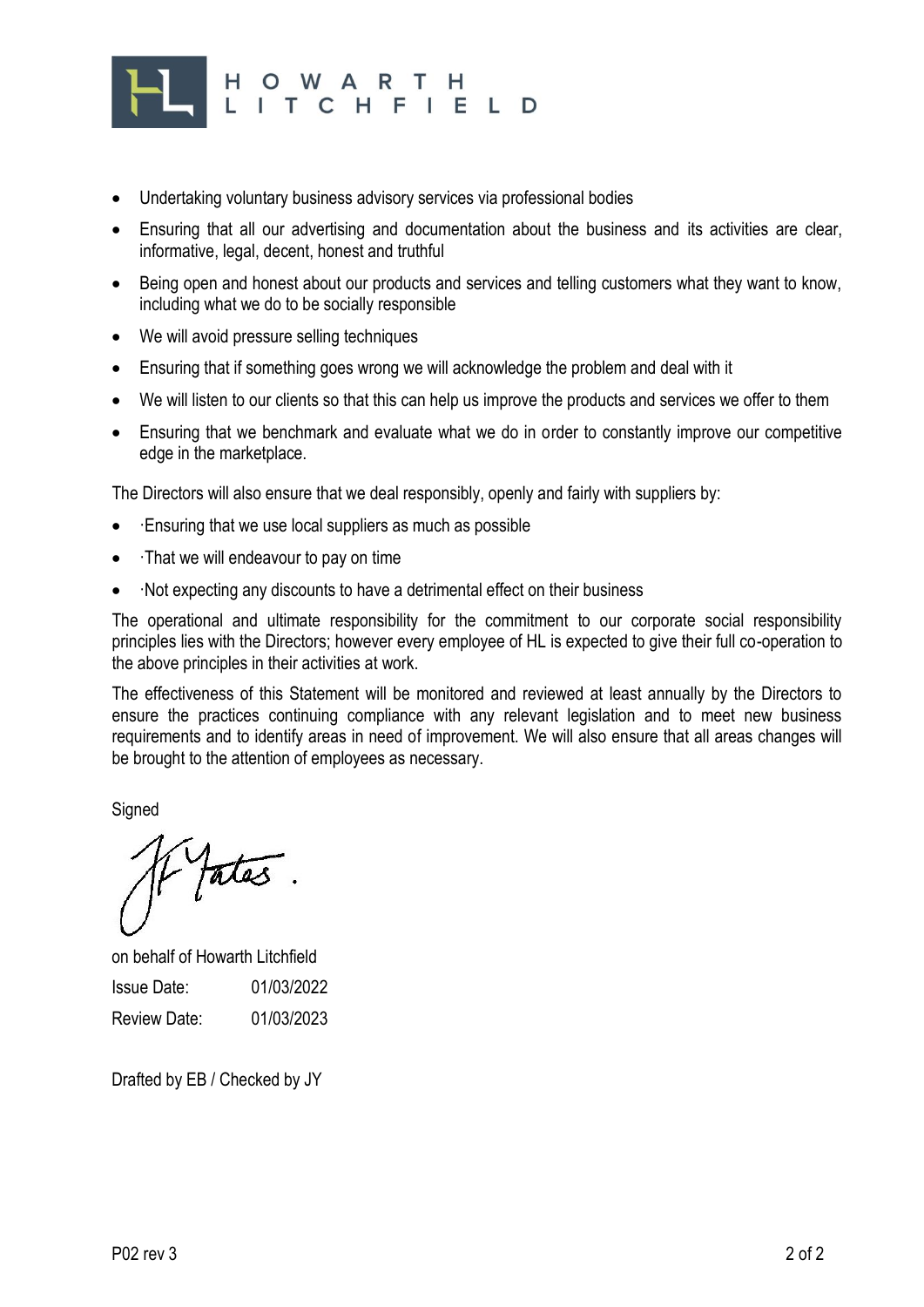- Undertaking voluntary business advisory services via professional bodies
- Ensuring that all our advertising and documentation about the business and its activities are clear, informative, legal, decent, honest and truthful
- Being open and honest about our products and services and telling customers what they want to know, including what we do to be socially responsible
- We will avoid pressure selling techniques
- Ensuring that if something goes wrong we will acknowledge the problem and deal with it
- We will listen to our clients so that this can help us improve the products and services we offer to them
- Ensuring that we benchmark and evaluate what we do in order to constantly improve our competitive edge in the marketplace.

The Directors will also ensure that we deal responsibly, openly and fairly with suppliers by:

- ·Ensuring that we use local suppliers as much as possible
- ·That we will endeavour to pay on time
- ·Not expecting any discounts to have a detrimental effect on their business

The operational and ultimate responsibility for the commitment to our corporate social responsibility principles lies with the Directors; however every employee of HL is expected to give their full co-operation to the above principles in their activities at work.

The effectiveness of this Statement will be monitored and reviewed at least annually by the Directors to ensure the practices continuing compliance with any relevant legislation and to meet new business requirements and to identify areas in need of improvement. We will also ensure that all areas changes will be brought to the attention of employees as necessary.

Signed

JF Yates.

on behalf of Howarth Litchfield

| | |
|---|---|
| Issue Date: | 01/03/2022 |
| Review Date: | 01/03/2023 |

Drafted by EB / Checked by JY

P02 rev 3